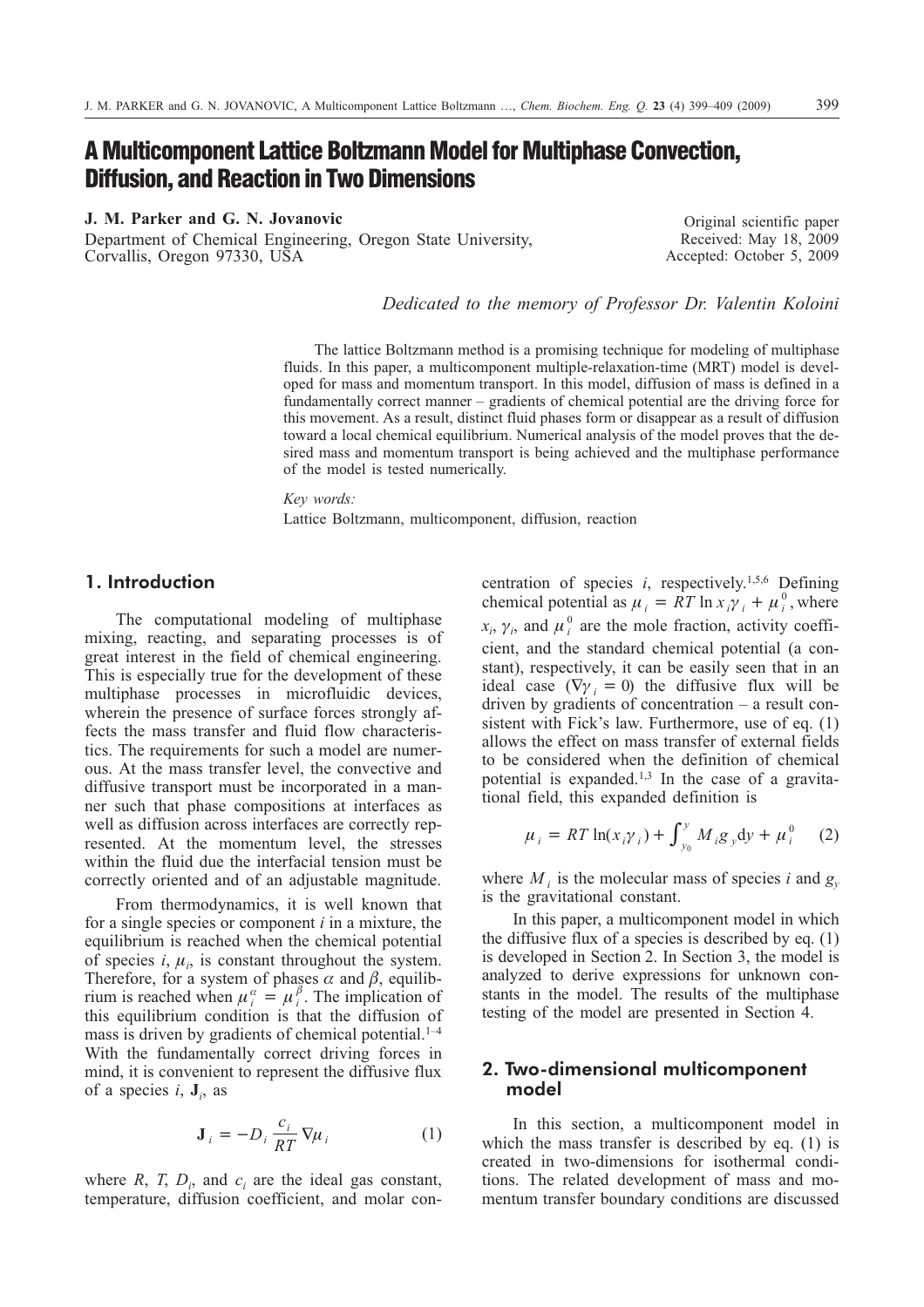# A Multicomponent Lattice Boltzmann Model for Multiphase Convection, Diffusion, and Reaction in Two Dimensions

**J. M. Parker and G. N. Jovanovic**

Department of Chemical Engineering, Oregon State University, Corvallis, Oregon 97330, USA

Original scientific paper
Received: May 18, 2009
Accepted: October 5, 2009

*Dedicated to the memory of Professor Dr. Valentin Koloini*

The lattice Boltzmann method is a promising technique for modeling of multiphase fluids. In this paper, a multicomponent multiple-relaxation-time (MRT) model is developed for mass and momentum transport. In this model, diffusion of mass is defined in a fundamentally correct manner – gradients of chemical potential are the driving force for this movement. As a result, distinct fluid phases form or disappear as a result of diffusion toward a local chemical equilibrium. Numerical analysis of the model proves that the desired mass and momentum transport is being achieved and the multiphase performance of the model is tested numerically.

*Key words:*

Lattice Boltzmann, multicomponent, diffusion, reaction

## 1. Introduction

The computational modeling of multiphase mixing, reacting, and separating processes is of great interest in the field of chemical engineering. This is especially true for the development of these multiphase processes in microfluidic devices, wherein the presence of surface forces strongly affects the mass transfer and fluid flow characteristics. The requirements for such a model are numerous. At the mass transfer level, the convective and diffusive transport must be incorporated in a manner such that phase compositions at interfaces as well as diffusion across interfaces are correctly represented. At the momentum level, the stresses within the fluid due the interfacial tension must be correctly oriented and of an adjustable magnitude.

From thermodynamics, it is well known that for a single species or component $i$ in a mixture, the equilibrium is reached when the chemical potential of species $i$, $\mu_i$, is constant throughout the system. Therefore, for a system of phases $\alpha$ and $\beta$, equilibrium is reached when $\mu_i^{\alpha} = \mu_i^{\beta}$. The implication of this equilibrium condition is that the diffusion of mass is driven by gradients of chemical potential.[1–4] With the fundamentally correct driving forces in mind, it is convenient to represent the diffusive flux of a species $i$, $\mathbf{J}_i$, as

$$\mathbf{J}_i = -D_i \frac{c_i}{RT} \nabla \mu_i \tag{1}$$

where $R$, $T$, $D_i$, and $c_i$ are the ideal gas constant, temperature, diffusion coefficient, and molar concentration of species $i$, respectively.[1,5,6] Defining chemical potential as $\mu_i = RT \ln x_i \gamma_i + \mu_i^0$, where $x_i$, $\gamma_i$, and $\mu_i^0$ are the mole fraction, activity coefficient, and the standard chemical potential (a constant), respectively, it can be easily seen that in an ideal case ($\nabla \gamma_i = 0$) the diffusive flux will be driven by gradients of concentration – a result consistent with Fick's law. Furthermore, use of eq. (1) allows the effect on mass transfer of external fields to be considered when the definition of chemical potential is expanded.[1,3] In the case of a gravitational field, this expanded definition is

$$\mu_i = RT \ln(x_i \gamma_i) + \int_{y_0}^{y} M_i g_y \mathrm{d}y + \mu_i^0 \tag{2}$$

where $M_i$ is the molecular mass of species $i$ and $g_y$ is the gravitational constant.

In this paper, a multicomponent model in which the diffusive flux of a species is described by eq. (1) is developed in Section 2. In Section 3, the model is analyzed to derive expressions for unknown constants in the model. The results of the multiphase testing of the model are presented in Section 4.

## 2. Two-dimensional multicomponent model

In this section, a multicomponent model in which the mass transfer is described by eq. (1) is created in two-dimensions for isothermal conditions. The related development of mass and momentum transfer boundary conditions are discussed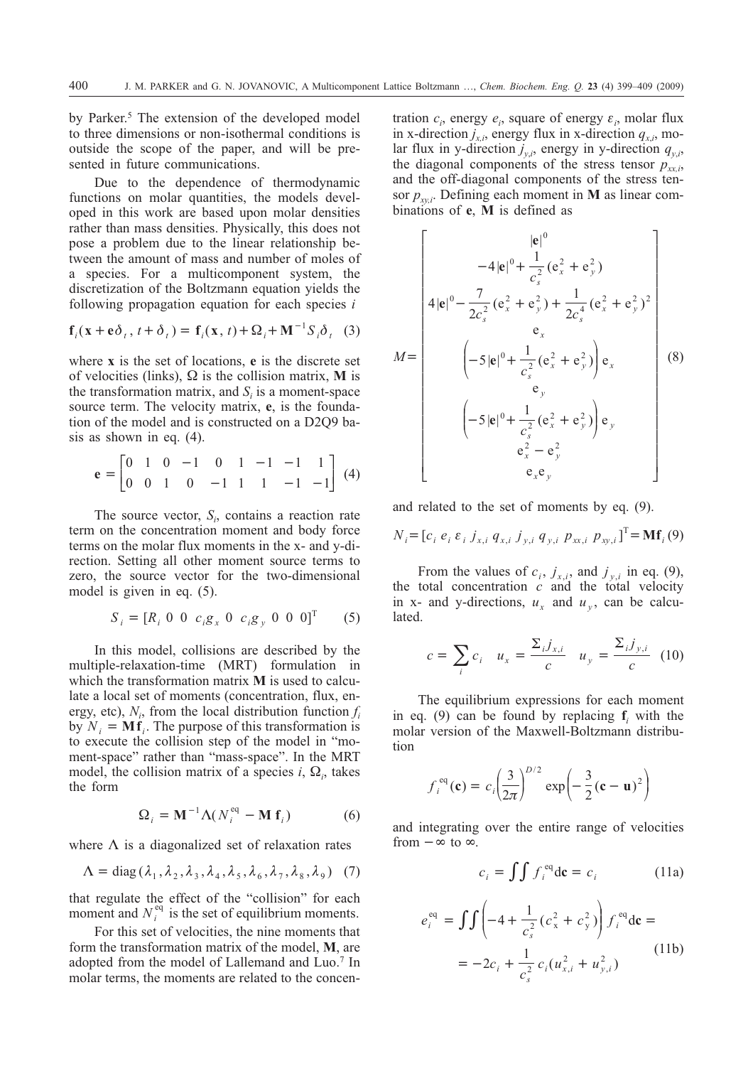by Parker.[5] The extension of the developed model to three dimensions or non-isothermal conditions is outside the scope of the paper, and will be presented in future communications.

Due to the dependence of thermodynamic functions on molar quantities, the models developed in this work are based upon molar densities rather than mass densities. Physically, this does not pose a problem due to the linear relationship between the amount of mass and number of moles of a species. For a multicomponent system, the discretization of the Boltzmann equation yields the following propagation equation for each species $i$

$$\mathbf{f}_i(\mathbf{x}+\mathbf{e}\delta_t, t+\delta_t) = \mathbf{f}_i(\mathbf{x}, t) + \Omega_i + \mathbf{M}^{-1} S_i \delta_t \quad (3)$$

where $\mathbf{x}$ is the set of locations, $\mathbf{e}$ is the discrete set of velocities (links), $\Omega$ is the collision matrix, $\mathbf{M}$ is the transformation matrix, and $S_i$ is a moment-space source term. The velocity matrix, $\mathbf{e}$, is the foundation of the model and is constructed on a D2Q9 basis as shown in eq. (4).

$$\mathbf{e} = \begin{bmatrix} 0 & 1 & 0 & -1 & 0 & 1 & -1 & -1 & 1 \\ 0 & 0 & 1 & 0 & -1 & 1 & 1 & -1 & -1 \end{bmatrix} \quad (4)$$

The source vector, $S_i$, contains a reaction rate term on the concentration moment and body force terms on the molar flux moments in the x- and y-direction. Setting all other moment source terms to zero, the source vector for the two-dimensional model is given in eq. (5).

$$S_i = [R_i \;\; 0 \;\; 0 \;\; c_i g_x \;\; 0 \;\; c_i g_y \;\; 0 \;\; 0 \;\; 0]^{\mathrm{T}} \quad (5)$$

In this model, collisions are described by the multiple-relaxation-time (MRT) formulation in which the transformation matrix $\mathbf{M}$ is used to calculate a local set of moments (concentration, flux, energy, etc), $N_i$, from the local distribution function $f_i$ by $N_i = \mathbf{M}\mathbf{f}_i$. The purpose of this transformation is to execute the collision step of the model in "moment-space" rather than "mass-space". In the MRT model, the collision matrix of a species $i$, $\Omega_i$, takes the form

$$\Omega_i = \mathbf{M}^{-1}\Lambda(N_i^{\mathrm{eq}} - \mathbf{M}\,\mathbf{f}_i) \quad (6)$$

where $\Lambda$ is a diagonalized set of relaxation rates

$$\Lambda = \mathrm{diag}(\lambda_1, \lambda_2, \lambda_3, \lambda_4, \lambda_5, \lambda_6, \lambda_7, \lambda_8, \lambda_9) \quad (7)$$

that regulate the effect of the "collision" for each moment and $N_i^{\mathrm{eq}}$ is the set of equilibrium moments.

For this set of velocities, the nine moments that form the transformation matrix of the model, $\mathbf{M}$, are adopted from the model of Lallemand and Luo.[7] In molar terms, the moments are related to the concentration $c_i$, energy $e_i$, square of energy $\varepsilon_i$, molar flux in x-direction $j_{x,i}$, energy flux in x-direction $q_{x,i}$, molar flux in y-direction $j_{y,i}$, energy in y-direction $q_{y,i}$, the diagonal components of the stress tensor $p_{xx,i}$, and the off-diagonal components of the stress tensor $p_{xy,i}$. Defining each moment in $\mathbf{M}$ as linear combinations of $\mathbf{e}$, $\mathbf{M}$ is defined as

$$M = \begin{bmatrix} |\mathbf{e}|^0 \\ -4|\mathbf{e}|^0 + \dfrac{1}{c_s^2}(\mathrm{e}_x^2 + \mathrm{e}_y^2) \\ 4|\mathbf{e}|^0 - \dfrac{7}{2c_s^2}(\mathrm{e}_x^2 + \mathrm{e}_y^2) + \dfrac{1}{2c_s^4}(\mathrm{e}_x^2 + \mathrm{e}_y^2)^2 \\ \mathrm{e}_x \\ \left(-5|\mathbf{e}|^0 + \dfrac{1}{c_s^2}(\mathrm{e}_x^2 + \mathrm{e}_y^2)\right)\mathrm{e}_x \\ \mathrm{e}_y \\ \left(-5|\mathbf{e}|^0 + \dfrac{1}{c_s^2}(\mathrm{e}_x^2 + \mathrm{e}_y^2)\right)\mathrm{e}_y \\ \mathrm{e}_x^2 - \mathrm{e}_y^2 \\ \mathrm{e}_x \mathrm{e}_y \end{bmatrix} \quad (8)$$

and related to the set of moments by eq. (9).

$$N_i = [c_i \;\; e_i \;\; \varepsilon_i \;\; j_{x,i} \;\; q_{x,i} \;\; j_{y,i} \;\; q_{y,i} \;\; p_{xx,i} \;\; p_{xy,i}]^{\mathrm{T}} = \mathbf{M}\mathbf{f}_i \quad (9)$$

From the values of $c_i$, $j_{x,i}$, and $j_{y,i}$ in eq. (9), the total concentration $c$ and the total velocity in x- and y-directions, $u_x$ and $u_y$, can be calculated.

$$c = \sum_i c_i \quad u_x = \frac{\Sigma_i j_{x,i}}{c} \quad u_y = \frac{\Sigma_i j_{y,i}}{c} \quad (10)$$

The equilibrium expressions for each moment in eq. (9) can be found by replacing $\mathbf{f}_i$ with the molar version of the Maxwell-Boltzmann distribution

$$f_i^{\mathrm{eq}}(\mathbf{c}) = c_i\left(\frac{3}{2\pi}\right)^{D/2} \exp\left(-\frac{3}{2}(\mathbf{c}-\mathbf{u})^2\right)$$

and integrating over the entire range of velocities from $-\infty$ to $\infty$.

$$c_i = \iint f_i^{\mathrm{eq}} \mathrm{d}\mathbf{c} = c_i \quad (11a)$$

$$e_i^{\mathrm{eq}} = \iint \left(-4 + \frac{1}{c_s^2}(c_{\mathrm{x}}^2 + c_y^2)\right) f_i^{\mathrm{eq}} \mathrm{d}\mathbf{c} = -2c_i + \frac{1}{c_s^2} c_i (u_{x,i}^2 + u_{y,i}^2) \quad (11b)$$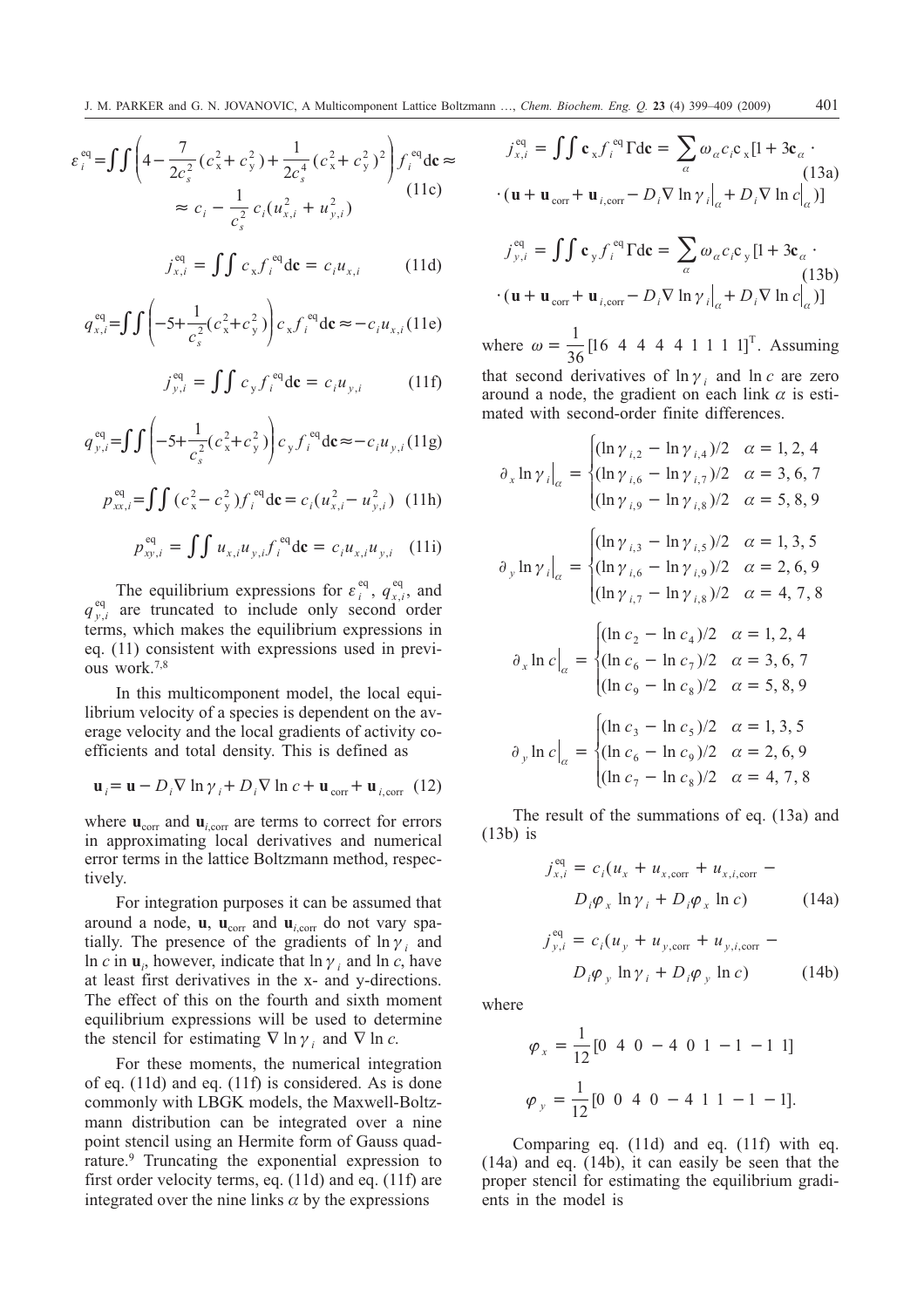$$\varepsilon_i^{\text{eq}} = \iint \left(4 - \frac{7}{2c_s^2}(c_x^2 + c_y^2) + \frac{1}{2c_s^4}(c_x^2 + c_y^2)^2\right) f_i^{\text{eq}} \mathrm{d}\mathbf{c} \approx \approx c_i - \frac{1}{c_s^2} c_i (u_{x,i}^2 + u_{y,i}^2) \tag{11c}$$

$$j_{x,i}^{\text{eq}} = \iint c_x f_i^{\text{eq}} \mathrm{d}\mathbf{c} = c_i u_{x,i} \tag{11d}$$

$$q_{x,i}^{\text{eq}} = \iint \left(-5 + \frac{1}{c_s^2}(c_x^2 + c_y^2)\right) c_x f_i^{\text{eq}} \mathrm{d}\mathbf{c} \approx -c_i u_{x,i} \tag{11e}$$

$$j_{y,i}^{\text{eq}} = \iint c_y f_i^{\text{eq}} \mathrm{d}\mathbf{c} = c_i u_{y,i} \tag{11f}$$

$$q_{y,i}^{\text{eq}} = \iint \left(-5 + \frac{1}{c_s^2}(c_x^2 + c_y^2)\right) c_y f_i^{\text{eq}} \mathrm{d}\mathbf{c} \approx -c_i u_{y,i} \tag{11g}$$

$$p_{xx,i}^{\text{eq}} = \iint (c_x^2 - c_y^2) f_i^{\text{eq}} \mathrm{d}\mathbf{c} = c_i (u_{x,i}^2 - u_{y,i}^2) \tag{11h}$$

$$p_{xy,i}^{\text{eq}} = \iint u_{x,i} u_{y,i} f_i^{\text{eq}} \mathrm{d}\mathbf{c} = c_i u_{x,i} u_{y,i} \tag{11i}$$

The equilibrium expressions for $\varepsilon_i^{\text{eq}}$, $q_{x,i}^{\text{eq}}$, and $q_{y,i}^{\text{eq}}$ are truncated to include only second order terms, which makes the equilibrium expressions in eq. (11) consistent with expressions used in previous work.[7,8]

In this multicomponent model, the local equilibrium velocity of a species is dependent on the average velocity and the local gradients of activity coefficients and total density. This is defined as

$$\mathbf{u}_i = \mathbf{u} - D_i \nabla \ln \gamma_i + D_i \nabla \ln c + \mathbf{u}_{\text{corr}} + \mathbf{u}_{i,\text{corr}} \tag{12}$$

where $\mathbf{u}_{\text{corr}}$ and $\mathbf{u}_{i,\text{corr}}$ are terms to correct for errors in approximating local derivatives and numerical error terms in the lattice Boltzmann method, respectively.

For integration purposes it can be assumed that around a node, $\mathbf{u}$, $\mathbf{u}_{\text{corr}}$ and $\mathbf{u}_{i,\text{corr}}$ do not vary spatially. The presence of the gradients of $\ln \gamma_i$ and $\ln c$ in $\mathbf{u}_i$, however, indicate that $\ln \gamma_i$ and $\ln c$, have at least first derivatives in the x- and y-directions. The effect of this on the fourth and sixth moment equilibrium expressions will be used to determine the stencil for estimating $\nabla \ln \gamma_i$ and $\nabla \ln c$.

For these moments, the numerical integration of eq. (11d) and eq. (11f) is considered. As is done commonly with LBGK models, the Maxwell-Boltzmann distribution can be integrated over a nine point stencil using an Hermite form of Gauss quadrature.[9] Truncating the exponential expression to first order velocity terms, eq. (11d) and eq. (11f) are integrated over the nine links $\alpha$ by the expressions

$$j_{x,i}^{\text{eq}} = \iint \mathbf{c}_x f_i^{\text{eq}} \Gamma \mathrm{d}\mathbf{c} = \sum_\alpha \omega_\alpha c_i \mathbf{c}_x [1 + 3\mathbf{c}_\alpha \cdot (\mathbf{u} + \mathbf{u}_{\text{corr}} + \mathbf{u}_{i,\text{corr}} - D_i \nabla \ln \gamma_i \big|_\alpha + D_i \nabla \ln c \big|_\alpha)] \tag{13a}$$

$$j_{y,i}^{\text{eq}} = \iint \mathbf{c}_y f_i^{\text{eq}} \Gamma \mathrm{d}\mathbf{c} = \sum_\alpha \omega_\alpha c_i \mathbf{c}_y [1 + 3\mathbf{c}_\alpha \cdot (\mathbf{u} + \mathbf{u}_{\text{corr}} + \mathbf{u}_{i,\text{corr}} - D_i \nabla \ln \gamma_i \big|_\alpha + D_i \nabla \ln c \big|_\alpha)] \tag{13b}$$

where $\omega = \frac{1}{36}[16 \;\; 4 \;\; 4 \;\; 4 \;\; 4 \;\; 1 \;\; 1 \;\; 1 \;\; 1]^{\text{T}}$. Assuming that second derivatives of $\ln \gamma_i$ and $\ln c$ are zero around a node, the gradient on each link $\alpha$ is estimated with second-order finite differences.

$$\partial_x \ln \gamma_i \big|_\alpha = \begin{cases} (\ln \gamma_{i,2} - \ln \gamma_{i,4})/2 & \alpha = 1, 2, 4 \\ (\ln \gamma_{i,6} - \ln \gamma_{i,7})/2 & \alpha = 3, 6, 7 \\ (\ln \gamma_{i,9} - \ln \gamma_{i,8})/2 & \alpha = 5, 8, 9 \end{cases}$$

$$\partial_y \ln \gamma_i \big|_\alpha = \begin{cases} (\ln \gamma_{i,3} - \ln \gamma_{i,5})/2 & \alpha = 1, 3, 5 \\ (\ln \gamma_{i,6} - \ln \gamma_{i,9})/2 & \alpha = 2, 6, 9 \\ (\ln \gamma_{i,7} - \ln \gamma_{i,8})/2 & \alpha = 4, 7, 8 \end{cases}$$

$$\partial_x \ln c \big|_\alpha = \begin{cases} (\ln c_2 - \ln c_4)/2 & \alpha = 1, 2, 4 \\ (\ln c_6 - \ln c_7)/2 & \alpha = 3, 6, 7 \\ (\ln c_9 - \ln c_8)/2 & \alpha = 5, 8, 9 \end{cases}$$

$$\partial_y \ln c \big|_\alpha = \begin{cases} (\ln c_3 - \ln c_5)/2 & \alpha = 1, 3, 5 \\ (\ln c_6 - \ln c_9)/2 & \alpha = 2, 6, 9 \\ (\ln c_7 - \ln c_8)/2 & \alpha = 4, 7, 8 \end{cases}$$

The result of the summations of eq. (13a) and (13b) is

$$j_{x,i}^{\text{eq}} = c_i (u_x + u_{x,\text{corr}} + u_{x,i,\text{corr}} - D_i \varphi_x \ln \gamma_i + D_i \varphi_x \ln c) \tag{14a}$$

$$j_{y,i}^{\text{eq}} = c_i (u_y + u_{y,\text{corr}} + u_{y,i,\text{corr}} - D_i \varphi_y \ln \gamma_i + D_i \varphi_y \ln c) \tag{14b}$$

where

$$\varphi_x = \frac{1}{12}[0 \;\; 4 \;\; 0 \; -4 \;\; 0 \;\; 1 \; -1 \; -1 \;\; 1]$$

$$\varphi_y = \frac{1}{12}[0 \;\; 0 \;\; 4 \;\; 0 \; -4 \;\; 1 \;\; 1 \; -1 \; -1].$$

Comparing eq. (11d) and eq. (11f) with eq. (14a) and eq. (14b), it can easily be seen that the proper stencil for estimating the equilibrium gradients in the model is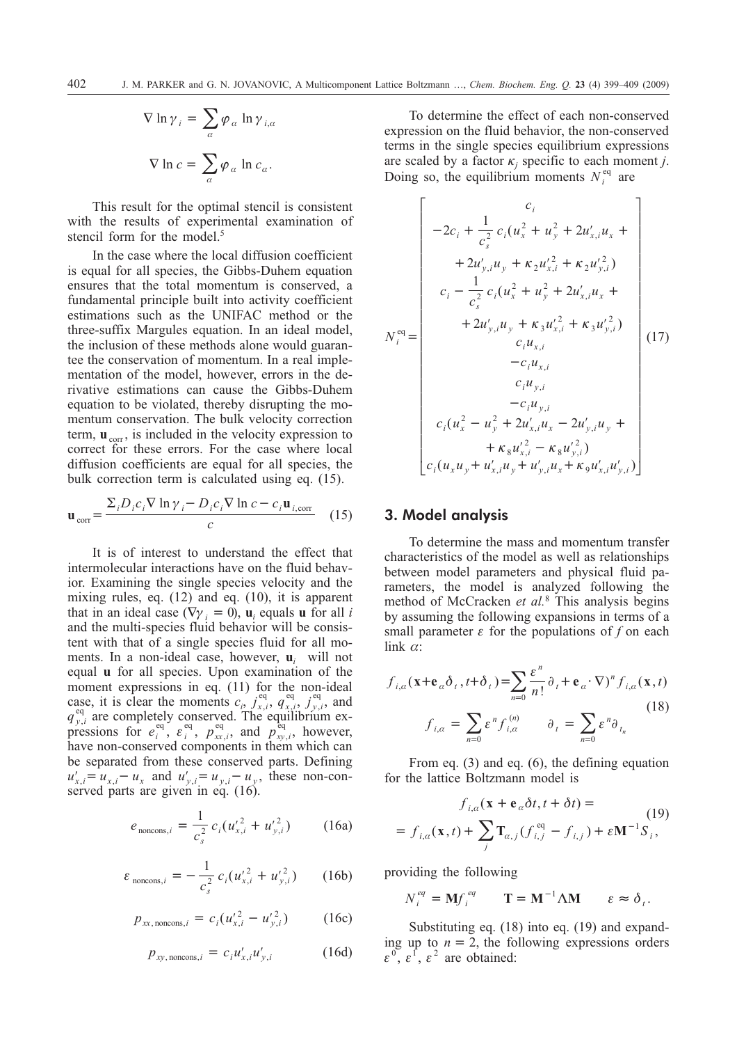$$\nabla \ln \gamma_i = \sum_{\alpha} \varphi_{\alpha} \ln \gamma_{i,\alpha}$$

$$\nabla \ln c = \sum_{\alpha} \varphi_{\alpha} \ln c_{\alpha}.$$

This result for the optimal stencil is consistent with the results of experimental examination of stencil form for the model.[5]

In the case where the local diffusion coefficient is equal for all species, the Gibbs-Duhem equation ensures that the total momentum is conserved, a fundamental principle built into activity coefficient estimations such as the UNIFAC method or the three-suffix Margules equation. In an ideal model, the inclusion of these methods alone would guarantee the conservation of momentum. In a real implementation of the model, however, errors in the derivative estimations can cause the Gibbs-Duhem equation to be violated, thereby disrupting the momentum conservation. The bulk velocity correction term, $\mathbf{u}_{\text{corr}}$, is included in the velocity expression to correct for these errors. For the case where local diffusion coefficients are equal for all species, the bulk correction term is calculated using eq. (15).

$$\mathbf{u}_{\text{corr}} = \frac{\Sigma_i D_i c_i \nabla \ln \gamma_i - D_i c_i \nabla \ln c - c_i \mathbf{u}_{i,\text{corr}}}{c} \tag{15}$$

It is of interest to understand the effect that intermolecular interactions have on the fluid behavior. Examining the single species velocity and the mixing rules, eq. (12) and eq. (10), it is apparent that in an ideal case ($\nabla \gamma_i = 0$), $\mathbf{u}_i$ equals $\mathbf{u}$ for all $i$ and the multi-species fluid behavior will be consistent with that of a single species fluid for all moments. In a non-ideal case, however, $\mathbf{u}_i$ will not equal $\mathbf{u}$ for all species. Upon examination of the moment expressions in eq. (11) for the non-ideal case, it is clear the moments $c_i$, $j_{x,i}^{\text{eq}}$, $q_{x,i}^{\text{eq}}$, $j_{y,i}^{\text{eq}}$, and $q_{y,i}^{\text{eq}}$ are completely conserved. The equilibrium expressions for $e_i^{\text{eq}}$, $\varepsilon_i^{\text{eq}}$, $p_{xx,i}^{\text{eq}}$, and $p_{xy,i}^{\text{eq}}$, however, have non-conserved components in them which can be separated from these conserved parts. Defining $u'_{x,i} = u_{x,i} - u_x$ and $u'_{y,i} = u_{y,i} - u_y$, these non-conserved parts are given in eq. (16).

$$e_{\text{noncons},i} = \frac{1}{c_s^2} c_i (u'^2_{x,i} + u'^2_{y,i}) \tag{16a}$$

$$\varepsilon_{\text{noncons},i} = -\frac{1}{c_s^2} c_i (u'^2_{x,i} + u'^2_{y,i}) \tag{16b}$$

$$p_{xx,\text{noncons},i} = c_i (u'^2_{x,i} - u'^2_{y,i}) \tag{16c}$$

$$p_{xy,\text{noncons},i} = c_i u'_{x,i} u'_{y,i} \tag{16d}$$

To determine the effect of each non-conserved expression on the fluid behavior, the non-conserved terms in the single species equilibrium expressions are scaled by a factor $\kappa_j$ specific to each moment $j$. Doing so, the equilibrium moments $N_i^{\text{eq}}$ are

$$N_i^{\text{eq}} = \begin{bmatrix} c_i \\ -2c_i + \frac{1}{c_s^2} c_i (u_x^2 + u_y^2 + 2u'_{x,i} u_x + \\ + 2u'_{y,i} u_y + \kappa_2 u'^2_{x,i} + \kappa_2 u'^2_{y,i}) \\ c_i - \frac{1}{c_s^2} c_i (u_x^2 + u_y^2 + 2u'_{x,i} u_x + \\ + 2u'_{y,i} u_y + \kappa_3 u'^2_{x,i} + \kappa_3 u'^2_{y,i}) \\ c_i u_{x,i} \\ -c_i u_{x,i} \\ c_i u_{y,i} \\ -c_i u_{y,i} \\ c_i (u_x^2 - u_y^2 + 2u'_{x,i} u_x - 2u'_{y,i} u_y + \\ + \kappa_8 u'^2_{x,i} - \kappa_8 u'^2_{y,i}) \\ c_i (u_x u_y + u'_{x,i} u_y + u'_{y,i} u_x + \kappa_9 u'_{x,i} u'_{y,i}) \end{bmatrix} \tag{17}$$

## 3. Model analysis

To determine the mass and momentum transfer characteristics of the model as well as relationships between model parameters and physical fluid parameters, the model is analyzed following the method of McCracken *et al.*[8] This analysis begins by assuming the following expansions in terms of a small parameter $\varepsilon$ for the populations of $f$ on each link $\alpha$:

$$f_{i,\alpha}(\mathbf{x} + \mathbf{e}_{\alpha} \delta_t, t + \delta_t) = \sum_{n=0} \frac{\varepsilon^n}{n!} \partial_t + \mathbf{e}_{\alpha} \cdot \nabla)^n f_{i,\alpha}(\mathbf{x}, t)$$
$$f_{i,\alpha} = \sum_{n=0} \varepsilon^n f_{i,\alpha}^{(n)} \qquad \partial_t = \sum_{n=0} \varepsilon^n \partial_{t_n} \tag{18}$$

From eq. (3) and eq. (6), the defining equation for the lattice Boltzmann model is

$$f_{i,\alpha}(\mathbf{x} + \mathbf{e}_{\alpha} \delta t, t + \delta t) =$$
$$= f_{i,\alpha}(\mathbf{x}, t) + \sum_j \mathbf{T}_{\alpha,j} (f_{i,j}^{\text{eq}} - f_{i,j}) + \varepsilon \mathbf{M}^{-1} S_i, \tag{19}$$

providing the following

$$N_i^{eq} = \mathbf{M} f_i^{eq} \qquad \mathbf{T} = \mathbf{M}^{-1} \Lambda \mathbf{M} \qquad \varepsilon \approx \delta_t.$$

Substituting eq. (18) into eq. (19) and expanding up to $n = 2$, the following expressions orders $\varepsilon^0$, $\varepsilon^1$, $\varepsilon^2$ are obtained: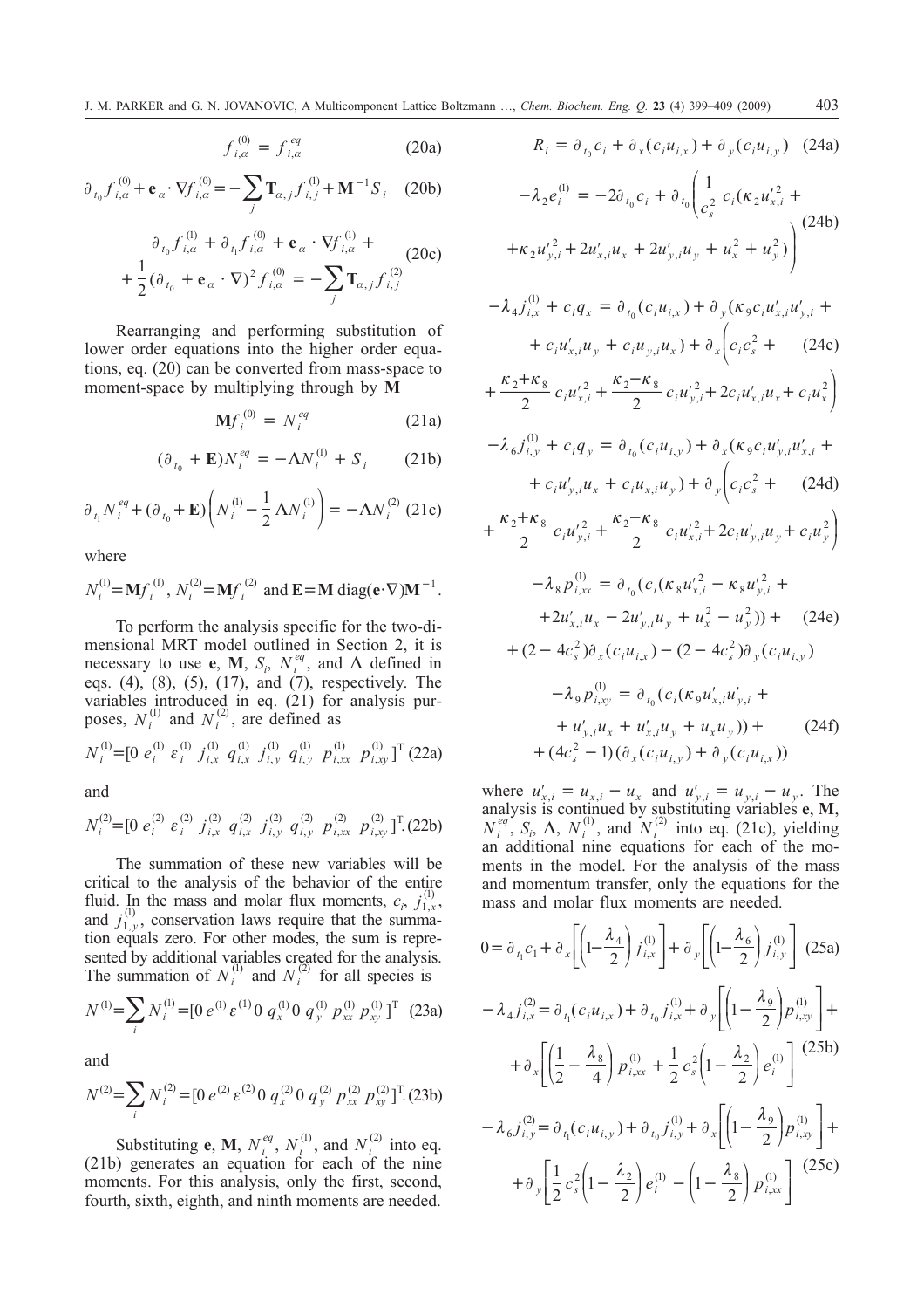$$f_{i,\alpha}^{(0)} = f_{i,\alpha}^{eq} \tag{20a}$$

$$\partial_{t_0} f_{i,\alpha}^{(0)} + \mathbf{e}_\alpha \cdot \nabla f_{i,\alpha}^{(0)} = -\sum_j \mathbf{T}_{\alpha,j} f_{i,j}^{(1)} + \mathbf{M}^{-1} S_i \tag{20b}$$

$$\partial_{t_0} f_{i,\alpha}^{(1)} + \partial_{t_1} f_{i,\alpha}^{(0)} + \mathbf{e}_\alpha \cdot \nabla f_{i,\alpha}^{(1)} + \frac{1}{2}(\partial_{t_0} + \mathbf{e}_\alpha \cdot \nabla)^2 f_{i,\alpha}^{(0)} = -\sum_j \mathbf{T}_{\alpha,j} f_{i,j}^{(2)} \tag{20c}$$

Rearranging and performing substitution of lower order equations into the higher order equations, eq. (20) can be converted from mass-space to moment-space by multiplying through by $\mathbf{M}$

$$\mathbf{M} f_i^{(0)} = N_i^{eq} \tag{21a}$$

$$(\partial_{t_0} + \mathbf{E}) N_i^{eq} = -\Lambda N_i^{(1)} + S_i \tag{21b}$$

$$\partial_{t_1} N_i^{eq} + (\partial_{t_0} + \mathbf{E})\left(N_i^{(1)} - \frac{1}{2}\Lambda N_i^{(1)}\right) = -\Lambda N_i^{(2)} \tag{21c}$$

where

$N_i^{(1)} = \mathbf{M} f_i^{(1)}$, $N_i^{(2)} = \mathbf{M} f_i^{(2)}$ and $\mathbf{E} = \mathbf{M}\,\mathrm{diag}(\mathbf{e}\cdot\nabla)\mathbf{M}^{-1}$.

To perform the analysis specific for the two-dimensional MRT model outlined in Section 2, it is necessary to use $\mathbf{e}$, $\mathbf{M}$, $S_i$, $N_i^{eq}$, and $\Lambda$ defined in eqs. (4), (8), (5), (17), and (7), respectively. The variables introduced in eq. (21) for analysis purposes, $N_i^{(1)}$ and $N_i^{(2)}$, are defined as

$$N_i^{(1)} = [0\ e_i^{(1)}\ \varepsilon_i^{(1)}\ j_{i,x}^{(1)}\ q_{i,x}^{(1)}\ j_{i,y}^{(1)}\ q_{i,y}^{(1)}\ p_{i,xx}^{(1)}\ p_{i,xy}^{(1)}]^{\mathrm{T}} \tag{22a}$$

and

$$N_i^{(2)} = [0\ e_i^{(2)}\ \varepsilon_i^{(2)}\ j_{i,x}^{(2)}\ q_{i,x}^{(2)}\ j_{i,y}^{(2)}\ q_{i,y}^{(2)}\ p_{i,xx}^{(2)}\ p_{i,xy}^{(2)}]^{\mathrm{T}}. \tag{22b}$$

The summation of these new variables will be critical to the analysis of the behavior of the entire fluid. In the mass and molar flux moments, $c_i$, $j_{1,x}^{(1)}$, and $j_{1,y}^{(1)}$, conservation laws require that the summation equals zero. For other modes, the sum is represented by additional variables created for the analysis. The summation of $N_i^{(1)}$ and $N_i^{(2)}$ for all species is

$$N^{(1)} = \sum_i N_i^{(1)} = [0\ e^{(1)}\ \varepsilon^{(1)}\ 0\ q_x^{(1)}\ 0\ q_y^{(1)}\ p_{xx}^{(1)}\ p_{xy}^{(1)}]^{\mathrm{T}} \tag{23a}$$

and

$$N^{(2)} = \sum_i N_i^{(2)} = [0\ e^{(2)}\ \varepsilon^{(2)}\ 0\ q_x^{(2)}\ 0\ q_y^{(2)}\ p_{xx}^{(2)}\ p_{xy}^{(2)}]^{\mathrm{T}}. \tag{23b}$$

Substituting $\mathbf{e}$, $\mathbf{M}$, $N_i^{eq}$, $N_i^{(1)}$, and $N_i^{(2)}$ into eq. (21b) generates an equation for each of the nine moments. For this analysis, only the first, second, fourth, sixth, eighth, and ninth moments are needed.

$$R_i = \partial_{t_0} c_i + \partial_x(c_i u_{i,x}) + \partial_y(c_i u_{i,y}) \tag{24a}$$

$$-\lambda_2 e_i^{(1)} = -2\partial_{t_0} c_i + \partial_{t_0}\left(\frac{1}{c_s^2} c_i (\kappa_2 u_{x,i}'^2 + \kappa_2 u_{y,i}'^2 + 2u_{x,i}' u_x + 2u_{y,i}' u_y + u_x^2 + u_y^2)\right) \tag{24b}$$

$$-\lambda_4 j_{i,x}^{(1)} + c_i q_x = \partial_{t_0}(c_i u_{i,x}) + \partial_y(\kappa_9 c_i u_{x,i}' u_{y,i}' + c_i u_{x,i}' u_y + c_i u_{y,i} u_x) + \partial_x\left(c_i c_s^2 + \frac{\kappa_2 + \kappa_8}{2} c_i u_{x,i}'^2 + \frac{\kappa_2 - \kappa_8}{2} c_i u_{y,i}'^2 + 2c_i u_{x,i}' u_x + c_i u_x^2\right) \tag{24c}$$

$$-\lambda_6 j_{i,y}^{(1)} + c_i q_y = \partial_{t_0}(c_i u_{i,y}) + \partial_x(\kappa_9 c_i u_{y,i}' u_{x,i}' + c_i u_{y,i}' u_x + c_i u_{x,i} u_y) + \partial_y\left(c_i c_s^2 + \frac{\kappa_2 + \kappa_8}{2} c_i u_{y,i}'^2 + \frac{\kappa_2 - \kappa_8}{2} c_i u_{x,i}'^2 + 2c_i u_{y,i}' u_y + c_i u_y^2\right) \tag{24d}$$

$$-\lambda_8 p_{i,xx}^{(1)} = \partial_{t_0}(c_i(\kappa_8 u_{x,i}'^2 - \kappa_8 u_{y,i}'^2 + 2u_{x,i}' u_x - 2u_{y,i}' u_y + u_x^2 - u_y^2)) + (2 - 4c_s^2)\partial_x(c_i u_{i,x}) - (2 - 4c_s^2)\partial_y(c_i u_{i,y}) \tag{24e}$$

$$-\lambda_9 p_{i,xy}^{(1)} = \partial_{t_0}(c_i(\kappa_9 u_{x,i}' u_{y,i}' + u_{y,i}' u_x + u_{x,i}' u_y + u_x u_y)) + (4c_s^2 - 1)(\partial_x(c_i u_{i,y}) + \partial_y(c_i u_{i,x})) \tag{24f}$$

where $u_{x,i}' = u_{x,i} - u_x$ and $u_{y,i}' = u_{y,i} - u_y$. The analysis is continued by substituting variables $\mathbf{e}$, $\mathbf{M}$, $N_i^{eq}$, $S_i$, $\Lambda$, $N_i^{(1)}$, and $N_i^{(2)}$ into eq. (21c), yielding an additional nine equations for each of the moments in the model. For the analysis of the mass and momentum transfer, only the equations for the mass and molar flux moments are needed.

$$0 = \partial_{t_1} c_1 + \partial_x\left[\left(1 - \frac{\lambda_4}{2}\right) j_{i,x}^{(1)}\right] + \partial_y\left[\left(1 - \frac{\lambda_6}{2}\right) j_{i,y}^{(1)}\right] \tag{25a}$$

$$-\lambda_4 j_{i,x}^{(2)} = \partial_{t_1}(c_i u_{i,x}) + \partial_{t_0} j_{i,x}^{(1)} + \partial_y\left[\left(1 - \frac{\lambda_9}{2}\right) p_{i,xy}^{(1)}\right] + \partial_x\left[\left(\frac{1}{2} - \frac{\lambda_8}{4}\right) p_{i,xx}^{(1)} + \frac{1}{2} c_s^2\left(1 - \frac{\lambda_2}{2}\right) e_i^{(1)}\right] \tag{25b}$$

$$-\lambda_6 j_{i,y}^{(2)} = \partial_{t_1}(c_i u_{i,y}) + \partial_{t_0} j_{i,y}^{(1)} + \partial_x\left[\left(1 - \frac{\lambda_9}{2}\right) p_{i,xy}^{(1)}\right] + \partial_y\left[\frac{1}{2} c_s^2\left(1 - \frac{\lambda_2}{2}\right) e_i^{(1)} - \left(1 - \frac{\lambda_8}{2}\right) p_{i,xx}^{(1)}\right] \tag{25c}$$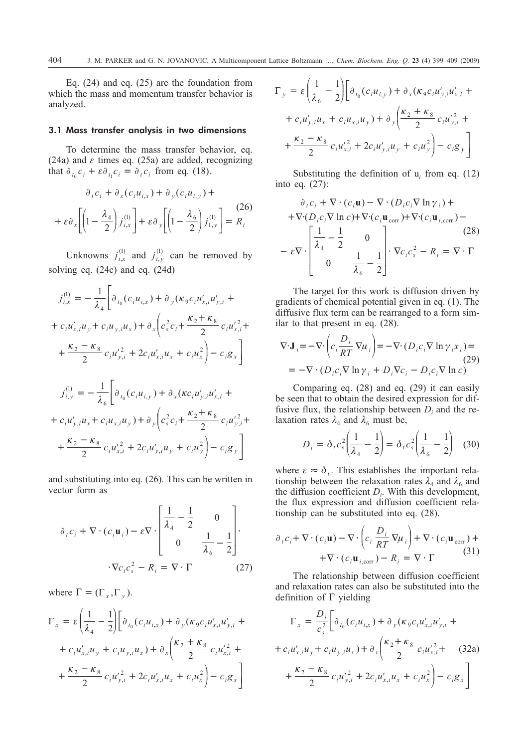Eq. (24) and eq. (25) are the foundation from which the mass and momentum transfer behavior is analyzed.

### 3.1 Mass transfer analysis in two dimensions

To determine the mass transfer behavior, eq. (24a) and $\varepsilon$ times eq. (25a) are added, recognizing that $\partial_{t_0} c_i + \varepsilon \partial_{t_1} c_i = \partial_t c_i$ from eq. (18).

$$\partial_t c_i + \partial_x (c_i u_{i,x}) + \partial_y (c_i u_{i,y}) + \varepsilon \partial_x \left[ \left(1 - \frac{\lambda_4}{2}\right) j_{i,x}^{(1)} \right] + \varepsilon \partial_y \left[ \left(1 - \frac{\lambda_6}{2}\right) j_{1,y}^{(1)} \right] = R_i \tag{26}$$

Unknowns $j_{i,x}^{(1)}$ and $j_{i,y}^{(1)}$ can be removed by solving eq. (24c) and eq. (24d)

$$j_{i,x}^{(1)} = -\frac{1}{\lambda_4} \left[ \partial_{t_0} (c_i u_{i,x}) + \partial_y (\kappa_9 c_i u'_{x,i} u'_{y,i} + c_i u'_{x,i} u_y + c_i u_{y,i} u_x) + \partial_x \left( c_s^2 c_i + \frac{\kappa_2 + \kappa_8}{2} c_i u'^2_{x,i} + \frac{\kappa_2 - \kappa_8}{2} c_i u'^2_{y,i} + 2 c_i u'_{x,i} u_x + c_i u_x^2 \right) - c_i g_x \right]$$

$$j_{i,y}^{(1)} = -\frac{1}{\lambda_6} \left[ \partial_{t_0} (c_i u_{i,y}) + \partial_x (\kappa c_i u'_{y,i} u'_{x,i} + c_i u'_{y,i} u_x + c_i u_{x,i} u_y) + \partial_y \left( c_s^2 c_i + \frac{\kappa_2 + \kappa_8}{2} c_i u'^2_{y,i} + \frac{\kappa_2 - \kappa_8}{2} c_i u'^2_{x,i} + 2 c_i u'_{y,i} u_y + c_i u_y^2 \right) - c_i g_y \right]$$

and substituting into eq. (26). This can be written in vector form as

$$\partial_t c_i + \nabla \cdot (c_i \mathbf{u}_i) - \varepsilon \nabla \cdot \begin{bmatrix} \frac{1}{\lambda_4} - \frac{1}{2} & 0 \\ 0 & \frac{1}{\lambda_6} - \frac{1}{2} \end{bmatrix} \cdot \nabla c_i c_s^2 - R_i = \nabla \cdot \Gamma \tag{27}$$

where $\Gamma = (\Gamma_x, \Gamma_y)$.

$$\Gamma_x = \varepsilon \left( \frac{1}{\lambda_4} - \frac{1}{2} \right) \left[ \partial_{t_0} (c_i u_{i,x}) + \partial_y (\kappa_9 c_i u'_{x,i} u'_{y,i} + c_i u'_{x,i} u_y + c_i u_{y,i} u_x) + \partial_x \left( \frac{\kappa_2 + \kappa_8}{2} c_i u'^2_{x,i} + \frac{\kappa_2 - \kappa_8}{2} c_i u'^2_{y,i} + 2 c_i u'_{x,i} u_x + c_i u_x^2 \right) - c_i g_x \right]$$

$$\Gamma_y = \varepsilon \left( \frac{1}{\lambda_6} - \frac{1}{2} \right) \left[ \partial_{t_0} (c_i u_{i,y}) + \partial_x (\kappa_9 c_i u'_{y,i} u'_{x,i} + c_i u'_{y,i} u_x + c_i u_{x,i} u_y) + \partial_y \left( \frac{\kappa_2 + \kappa_8}{2} c_i u'^2_{y,i} + \frac{\kappa_2 - \kappa_8}{2} c_i u'^2_{x,i} + 2 c_i u'_{y,i} u_y + c_i u_y^2 \right) - c_i g_y \right]$$

Substituting the definition of $u_i$ from eq. (12) into eq. (27):

$$\partial_t c_i + \nabla \cdot (c_i \mathbf{u}) - \nabla \cdot (D_i c_i \nabla \ln \gamma_i) + \nabla \cdot (D_i c_i \nabla \ln c) + \nabla \cdot (c_i \mathbf{u}_{\text{corr}}) + \nabla \cdot (c_i \mathbf{u}_{i,\text{corr}}) - \varepsilon \nabla \cdot \begin{bmatrix} \frac{1}{\lambda_4} - \frac{1}{2} & 0 \\ 0 & \frac{1}{\lambda_6} - \frac{1}{2} \end{bmatrix} \cdot \nabla c_i c_s^2 - R_i = \nabla \cdot \Gamma \tag{28}$$

The target for this work is diffusion driven by gradients of chemical potential given in eq. (1). The diffusive flux term can be rearranged to a form similar to that present in eq. (28).

$$\nabla \cdot \mathbf{J}_i = -\nabla \cdot \left( c_i \frac{D_i}{RT} \nabla \mu_i \right) = -\nabla \cdot (D_i c_i \nabla \ln \gamma_i x_i) = -\nabla \cdot (D_i c_i \nabla \ln \gamma_i + D_i \nabla c_i - D_i c_i \nabla \ln c) \tag{29}$$

Comparing eq. (28) and eq. (29) it can easily be seen that to obtain the desired expression for diffusive flux, the relationship between $D_i$ and the relaxation rates $\lambda_4$ and $\lambda_6$ must be,

$$D_i = \delta_t c_s^2 \left( \frac{1}{\lambda_4} - \frac{1}{2} \right) = \delta_t c_s^2 \left( \frac{1}{\lambda_6} - \frac{1}{2} \right) \tag{30}$$

where $\varepsilon \approx \delta_t$. This establishes the important relationship between the relaxation rates $\lambda_4$ and $\lambda_6$ and the diffusion coefficient $D_i$. With this development, the flux expression and diffusion coefficient relationship can be substituted into eq. (28).

$$\partial_t c_i + \nabla \cdot (c_i \mathbf{u}) - \nabla \cdot \left( c_i \frac{D_i}{RT} \nabla \mu_i \right) + \nabla \cdot (c_i \mathbf{u}_{\text{corr}}) + \nabla \cdot (c_i \mathbf{u}_{i,\text{corr}}) - R_i = \nabla \cdot \Gamma \tag{31}$$

The relationship between diffusion coefficient and relaxation rates can also be substituted into the definition of $\Gamma$ yielding

$$\Gamma_x = \frac{D_i}{c_s^2} \left[ \partial_{t_0} (c_i u_{i,x}) + \partial_y (\kappa_9 c_i u'_{x,i} u'_{y,i} + c_i u'_{x,i} u_y + c_i u_{y,i} u_x) + \partial_x \left( \frac{\kappa_2 + \kappa_8}{2} c_i u'^2_{x,i} + \frac{\kappa_2 - \kappa_8}{2} c_i u'^2_{y,i} + 2 c_i u'_{x,i} u_x + c_i u_x^2 \right) - c_i g_x \right] \tag{32a}$$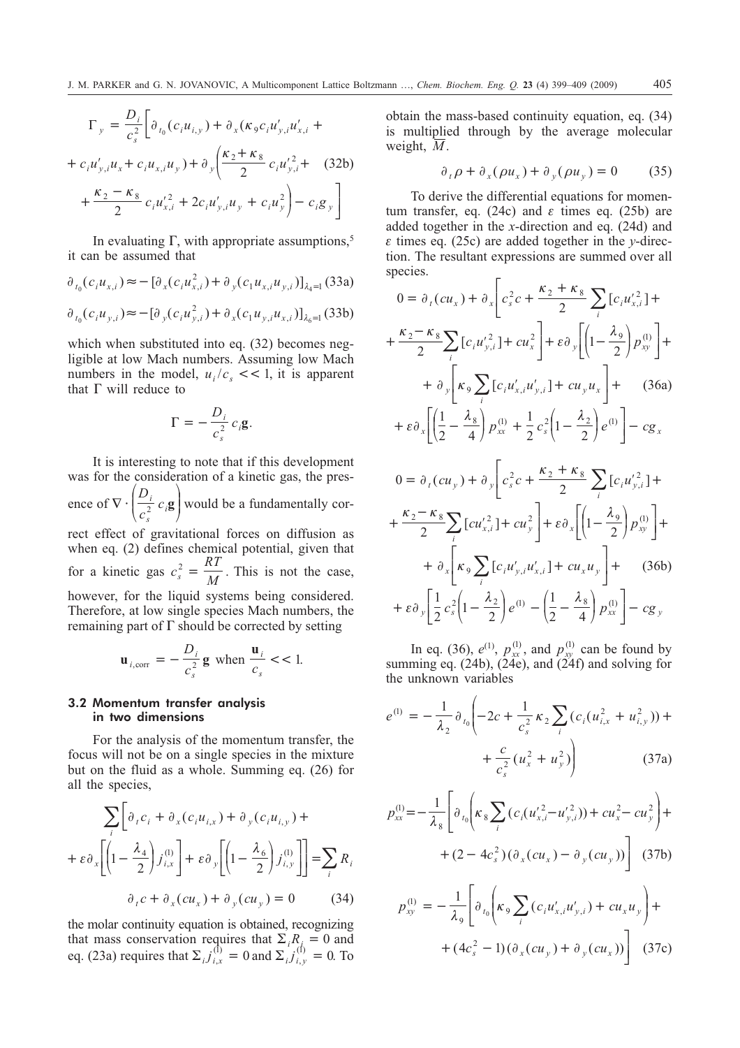$$
\Gamma_y = \frac{D_i}{c_s^2}\Bigg[\partial_{t_0}(c_i u_{i,y}) + \partial_x(\kappa_9 c_i u'_{y,i} u'_{x,i} + c_i u'_{y,i} u_x + c_i u_{x,i} u_y) + \partial_y\left(\frac{\kappa_2 + \kappa_8}{2} c_i u'^2_{y,i} + \frac{\kappa_2 - \kappa_8}{2} c_i u'^2_{x,i} + 2 c_i u'_{y,i} u_y + c_i u_y^2\right) - c_i g_y\Bigg] \quad (32b)
$$

In evaluating $\Gamma$, with appropriate assumptions,[5] it can be assumed that

$$
\partial_{t_0}(c_i u_{x,i}) \approx -[\partial_x(c_i u_{x,i}^2) + \partial_y(c_1 u_{x,i} u_{y,i})]_{\lambda_4 = 1} \quad (33a)
$$

$$
\partial_{t_0}(c_i u_{y,i}) \approx -[\partial_y(c_i u_{y,i}^2) + \partial_x(c_1 u_{y,i} u_{x,i})]_{\lambda_6 = 1} \quad (33b)
$$

which when substituted into eq. (32) becomes negligible at low Mach numbers. Assuming low Mach numbers in the model, $u_i/c_s << 1$, it is apparent that $\Gamma$ will reduce to

$$
\Gamma = -\frac{D_i}{c_s^2} c_i \mathbf{g}.
$$

It is interesting to note that if this development was for the consideration of a kinetic gas, the presence of $\nabla \cdot \left(\frac{D_i}{c_s^2} c_i \mathbf{g}\right)$ would be a fundamentally correct effect of gravitational forces on diffusion as when eq. (2) defines chemical potential, given that for a kinetic gas $c_s^2 = \frac{RT}{M}$. This is not the case, however, for the liquid systems being considered. Therefore, at low single species Mach numbers, the remaining part of $\Gamma$ should be corrected by setting

$$
\mathbf{u}_{i,\mathrm{corr}} = -\frac{D_i}{c_s^2}\mathbf{g} \text{ when } \frac{\mathbf{u}_i}{c_s} << 1.
$$

### 3.2 Momentum transfer analysis in two dimensions

For the analysis of the momentum transfer, the focus will not be on a single species in the mixture but on the fluid as a whole. Summing eq. (26) for all the species,

$$
\sum_i \Bigg[\partial_t c_i + \partial_x(c_i u_{i,x}) + \partial_y(c_i u_{i,y}) + \varepsilon\partial_x\left[\left(1 - \frac{\lambda_4}{2}\right) j_{i,x}^{(1)}\right] + \varepsilon\partial_y\left[\left(1 - \frac{\lambda_6}{2}\right) j_{i,y}^{(1)}\right]\Bigg] = \sum_i R_i
$$

$$
\partial_t c + \partial_x(c u_x) + \partial_y(c u_y) = 0 \quad (34)
$$

the molar continuity equation is obtained, recognizing that mass conservation requires that $\Sigma_i R_i = 0$ and eq. (23a) requires that $\Sigma_i j_{i,x}^{(1)} = 0$ and $\Sigma_i j_{i,y}^{(1)} = 0$. To obtain the mass-based continuity equation, eq. (34) is multiplied through by the average molecular weight, $\overline{M}$.

$$
\partial_t \rho + \partial_x(\rho u_x) + \partial_y(\rho u_y) = 0 \quad (35)
$$

To derive the differential equations for momentum transfer, eq. (24c) and $\varepsilon$ times eq. (25b) are added together in the $x$-direction and eq. (24d) and $\varepsilon$ times eq. (25c) are added together in the $y$-direction. The resultant expressions are summed over all species.

$$
0 = \partial_t(c u_x) + \partial_x\left[c_s^2 c + \frac{\kappa_2 + \kappa_8}{2}\sum_i [c_i u'^2_{x,i}] + \frac{\kappa_2 - \kappa_8}{2}\sum_i [c_i u'^2_{y,i}] + c u_x^2\right] + \varepsilon\partial_y\left[\left(1 - \frac{\lambda_9}{2}\right) p_{xy}^{(1)}\right] + \partial_y\left[\kappa_9 \sum_i [c_i u'_{x,i} u'_{y,i}] + c u_y u_x\right] + \varepsilon\partial_x\left[\left(\frac{1}{2} - \frac{\lambda_8}{4}\right) p_{xx}^{(1)} + \frac{1}{2} c_s^2\left(1 - \frac{\lambda_2}{2}\right) e^{(1)}\right] - c g_x \quad (36a)
$$

$$
0 = \partial_t(c u_y) + \partial_y\left[c_s^2 c + \frac{\kappa_2 + \kappa_8}{2}\sum_i [c_i u'^2_{y,i}] + \frac{\kappa_2 - \kappa_8}{2}\sum_i [c u'^2_{x,i}] + c u_y^2\right] + \varepsilon\partial_x\left[\left(1 - \frac{\lambda_9}{2}\right) p_{xy}^{(1)}\right] + \partial_x\left[\kappa_9 \sum_i [c_i u'_{y,i} u'_{x,i}] + c u_x u_y\right] + \varepsilon\partial_y\left[\frac{1}{2} c_s^2\left(1 - \frac{\lambda_2}{2}\right) e^{(1)} - \left(\frac{1}{2} - \frac{\lambda_8}{4}\right) p_{xx}^{(1)}\right] - c g_y \quad (36b)
$$

In eq. (36), $e^{(1)}$, $p_{xx}^{(1)}$, and $p_{xy}^{(1)}$ can be found by summing eq. (24b), (24e), and (24f) and solving for the unknown variables

$$
e^{(1)} = -\frac{1}{\lambda_2}\partial_{t_0}\left(-2c + \frac{1}{c_s^2}\kappa_2 \sum_i (c_i(u_{i,x}^2 + u_{i,y}^2)) + \frac{c}{c_s^2}(u_x^2 + u_y^2)\right) \quad (37a)
$$

$$
p_{xx}^{(1)} = -\frac{1}{\lambda_8}\left[\partial_{t_0}\left(\kappa_8 \sum_i (c_i(u'^2_{x,i} - u'^2_{y,i})) + c u_x^2 - c u_y^2\right) + (2 - 4c_s^2)(\partial_x(c u_x) - \partial_y(c u_y))\right] \quad (37b)
$$

$$
p_{xy}^{(1)} = -\frac{1}{\lambda_9}\left[\partial_{t_0}\left(\kappa_9 \sum_i (c_i u'_{x,i} u'_{y,i}) + c u_x u_y\right) + (4c_s^2 - 1)(\partial_x(c u_y) + \partial_y(c u_x))\right] \quad (37c)
$$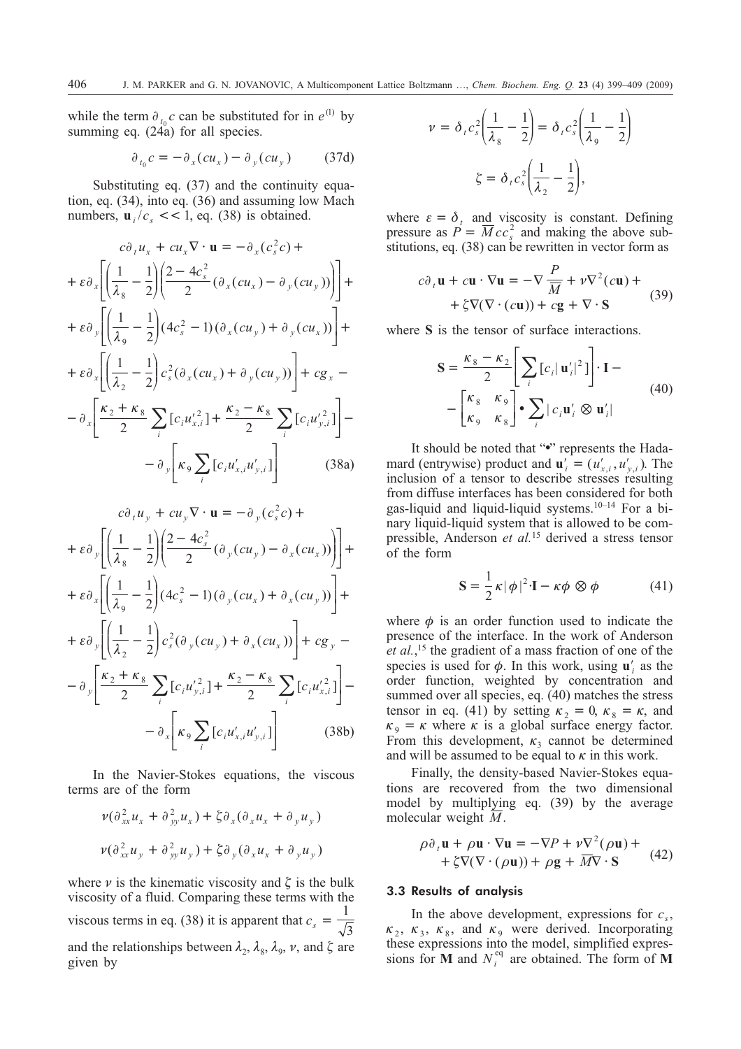while the term $\partial_{t_0} c$ can be substituted for in $e^{(1)}$ by summing eq. (24a) for all species.

$$\partial_{t_0} c = -\partial_x (cu_x) - \partial_y (cu_y) \tag{37d}$$

Substituting eq. (37) and the continuity equation, eq. (34), into eq. (36) and assuming low Mach numbers, $\mathbf{u}_i / c_s << 1$, eq. (38) is obtained.

$$\begin{aligned}
c\partial_t u_x + cu_x \nabla \cdot \mathbf{u} &= -\partial_x (c_s^2 c) + \\
&+ \varepsilon \partial_x \left[ \left( \frac{1}{\lambda_8} - \frac{1}{2} \right) \left( \frac{2 - 4c_s^2}{2} (\partial_x (cu_x) - \partial_y (cu_y)) \right) \right] + \\
&+ \varepsilon \partial_y \left[ \left( \frac{1}{\lambda_9} - \frac{1}{2} \right) (4c_s^2 - 1)(\partial_x (cu_y) + \partial_y (cu_x)) \right] + \\
&+ \varepsilon \partial_x \left[ \left( \frac{1}{\lambda_2} - \frac{1}{2} \right) c_s^2 (\partial_x (cu_x) + \partial_y (cu_y)) \right] + cg_x - \\
&- \partial_x \left[ \frac{\kappa_2 + \kappa_8}{2} \sum_i [c_i u_{x,i}'^2] + \frac{\kappa_2 - \kappa_8}{2} \sum_i [c_i u_{y,i}'^2] \right] - \\
&- \partial_y \left[ \kappa_9 \sum_i [c_i u_{x,i}' u_{y,i}'] \right]
\end{aligned} \tag{38a}$$

$$\begin{aligned}
c\partial_t u_y + cu_y \nabla \cdot \mathbf{u} &= -\partial_y (c_s^2 c) + \\
&+ \varepsilon \partial_y \left[ \left( \frac{1}{\lambda_8} - \frac{1}{2} \right) \left( \frac{2 - 4c_s^2}{2} (\partial_y (cu_y) - \partial_x (cu_x)) \right) \right] + \\
&+ \varepsilon \partial_x \left[ \left( \frac{1}{\lambda_9} - \frac{1}{2} \right) (4c_s^2 - 1)(\partial_y (cu_x) + \partial_x (cu_y)) \right] + \\
&+ \varepsilon \partial_y \left[ \left( \frac{1}{\lambda_2} - \frac{1}{2} \right) c_s^2 (\partial_y (cu_y) + \partial_x (cu_x)) \right] + cg_y - \\
&- \partial_y \left[ \frac{\kappa_2 + \kappa_8}{2} \sum_i [c_i u_{y,i}'^2] + \frac{\kappa_2 - \kappa_8}{2} \sum_i [c_i u_{x,i}'^2] \right] - \\
&- \partial_x \left[ \kappa_9 \sum_i [c_i u_{x,i}' u_{y,i}'] \right]
\end{aligned} \tag{38b}$$

In the Navier-Stokes equations, the viscous terms are of the form

$$\nu(\partial_{xx}^2 u_x + \partial_{yy}^2 u_x) + \zeta \partial_x (\partial_x u_x + \partial_y u_y)$$

$$\nu(\partial_{xx}^2 u_y + \partial_{yy}^2 u_y) + \zeta \partial_y (\partial_x u_x + \partial_y u_y)$$

where $\nu$ is the kinematic viscosity and $\zeta$ is the bulk viscosity of a fluid. Comparing these terms with the viscous terms in eq. (38) it is apparent that $c_s = \frac{1}{\sqrt{3}}$ and the relationships between $\lambda_2$, $\lambda_8$, $\lambda_9$, $\nu$, and $\zeta$ are given by

$$\nu = \delta_t c_s^2 \left( \frac{1}{\lambda_8} - \frac{1}{2} \right) = \delta_t c_s^2 \left( \frac{1}{\lambda_9} - \frac{1}{2} \right)$$

$$\zeta = \delta_t c_s^2 \left( \frac{1}{\lambda_2} - \frac{1}{2} \right),$$

where $\varepsilon = \delta_t$ and viscosity is constant. Defining pressure as $P = \overline{M} c c_s^2$ and making the above substitutions, eq. (38) can be rewritten in vector form as

$$\begin{aligned}
c\partial_t \mathbf{u} + c\mathbf{u} \cdot \nabla \mathbf{u} = -\nabla \frac{P}{\overline{M}} + \nu \nabla^2 (c\mathbf{u}) + \\
+ \zeta \nabla (\nabla \cdot (c\mathbf{u})) + c\mathbf{g} + \nabla \cdot \mathbf{S}
\end{aligned} \tag{39}$$

where $\mathbf{S}$ is the tensor of surface interactions.

$$\begin{aligned}
\mathbf{S} = \frac{\kappa_8 - \kappa_2}{2} \left[ \sum_i [c_i |\mathbf{u}_i'|^2] \right] \cdot \mathbf{I} - \\
- \begin{bmatrix} \kappa_8 & \kappa_9 \\ \kappa_9 & \kappa_8 \end{bmatrix} \bullet \sum_i |c_i \mathbf{u}_i' \otimes \mathbf{u}_i'|
\end{aligned} \tag{40}$$

It should be noted that "•" represents the Hadamard (entrywise) product and $\mathbf{u}_i' = (u_{x,i}', u_{y,i}')$. The inclusion of a tensor to describe stresses resulting from diffuse interfaces has been considered for both gas-liquid and liquid-liquid systems.[10–14] For a binary liquid-liquid system that is allowed to be compressible, Anderson *et al.*[15] derived a stress tensor of the form

$$\mathbf{S} = \frac{1}{2} \kappa |\phi|^2 \cdot \mathbf{I} - \kappa \phi \otimes \phi \tag{41}$$

where $\phi$ is an order function used to indicate the presence of the interface. In the work of Anderson *et al.*,[15] the gradient of a mass fraction of one of the species is used for $\phi$. In this work, using $\mathbf{u}_i'$ as the order function, weighted by concentration and summed over all species, eq. (40) matches the stress tensor in eq. (41) by setting $\kappa_2 = 0$, $\kappa_8 = \kappa$, and $\kappa_9 = \kappa$ where $\kappa$ is a global surface energy factor. From this development, $\kappa_3$ cannot be determined and will be assumed to be equal to $\kappa$ in this work.

Finally, the density-based Navier-Stokes equations are recovered from the two dimensional model by multiplying eq. (39) by the average molecular weight $\overline{M}$.

$$\begin{aligned}
\rho \partial_t \mathbf{u} + \rho \mathbf{u} \cdot \nabla \mathbf{u} = -\nabla P + \nu \nabla^2 (\rho \mathbf{u}) + \\
+ \zeta \nabla (\nabla \cdot (\rho \mathbf{u})) + \rho \mathbf{g} + \overline{M} \nabla \cdot \mathbf{S}
\end{aligned} \tag{42}$$

### 3.3 Results of analysis

In the above development, expressions for $c_s$, $\kappa_2$, $\kappa_3$, $\kappa_8$, and $\kappa_9$ were derived. Incorporating these expressions into the model, simplified expressions for $\mathbf{M}$ and $N_i^{\text{eq}}$ are obtained. The form of $\mathbf{M}$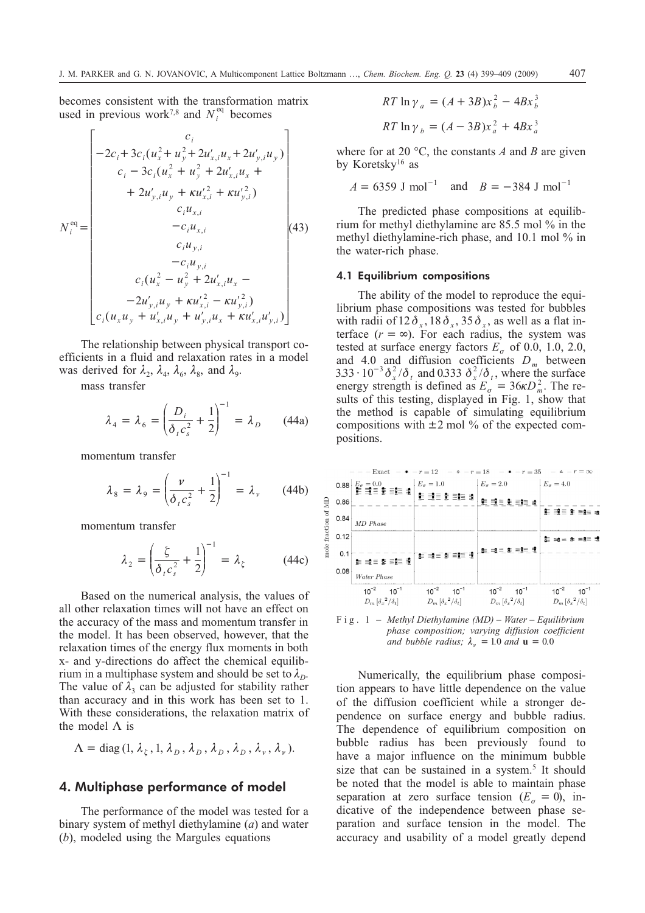becomes consistent with the transformation matrix used in previous work[7,8] and $N_i^{\text{eq}}$ becomes

$$N_i^{\text{eq}} = \begin{bmatrix} c_i \\ -2c_i + 3c_i(u_x^2 + u_y^2 + 2u'_{x,i}u_x + 2u'_{y,i}u_y) \\ c_i - 3c_i(u_x^2 + u_y^2 + 2u'_{x,i}u_x + \\ + 2u'_{y,i}u_y + \kappa u'^2_{x,i} + \kappa u'^2_{y,i}) \\ c_i u_{x,i} \\ -c_i u_{x,i} \\ c_i u_{y,i} \\ -c_i u_{y,i} \\ c_i(u_x^2 - u_y^2 + 2u'_{x,i}u_x - \\ -2u'_{y,i}u_y + \kappa u'^2_{x,i} - \kappa u'^2_{y,i}) \\ c_i(u_x u_y + u'_{x,i}u_y + u'_{y,i}u_x + \kappa u'_{x,i}u'_{y,i}) \end{bmatrix} \quad (43)$$

The relationship between physical transport coefficients in a fluid and relaxation rates in a model was derived for $\lambda_2$, $\lambda_4$, $\lambda_6$, $\lambda_8$, and $\lambda_9$.

mass transfer

$$\lambda_4 = \lambda_6 = \left( \frac{D_i}{\delta_t c_s^2} + \frac{1}{2} \right)^{-1} = \lambda_D \quad (44a)$$

momentum transfer

$$\lambda_8 = \lambda_9 = \left( \frac{\nu}{\delta_t c_s^2} + \frac{1}{2} \right)^{-1} = \lambda_\nu \quad (44b)$$

momentum transfer

$$\lambda_2 = \left( \frac{\zeta}{\delta_t c_s^2} + \frac{1}{2} \right)^{-1} = \lambda_\zeta \quad (44c)$$

Based on the numerical analysis, the values of all other relaxation times will not have an effect on the accuracy of the mass and momentum transfer in the model. It has been observed, however, that the relaxation times of the energy flux moments in both x- and y-directions do affect the chemical equilibrium in a multiphase system and should be set to $\lambda_D$. The value of $\lambda_3$ can be adjusted for stability rather than accuracy and in this work has been set to 1. With these considerations, the relaxation matrix of the model $\Lambda$ is

$$\Lambda = \text{diag}\,(1, \lambda_\zeta, 1, \lambda_D, \lambda_D, \lambda_D, \lambda_D, \lambda_\nu, \lambda_\nu).$$

## 4. Multiphase performance of model

The performance of the model was tested for a binary system of methyl diethylamine (*a*) and water (*b*), modeled using the Margules equations

$$RT \ln \gamma_a = (A + 3B)x_b^2 - 4Bx_b^3$$

$$RT \ln \gamma_b = (A - 3B)x_a^2 + 4Bx_a^3$$

where for at 20 °C, the constants $A$ and $B$ are given by Koretsky[16] as

$$A = 6359 \text{ J mol}^{-1} \quad \text{and} \quad B = -384 \text{ J mol}^{-1}$$

The predicted phase compositions at equilibrium for methyl diethylamine are 85.5 mol % in the methyl diethylamine-rich phase, and 10.1 mol % in the water-rich phase.

### 4.1 Equilibrium compositions

The ability of the model to reproduce the equilibrium phase compositions was tested for bubbles with radii of $12\,\delta_x$, $18\,\delta_x$, $35\,\delta_x$, as well as a flat interface ($r = \infty$). For each radius, the system was tested at surface energy factors $E_\sigma$ of 0.0, 1.0, 2.0, and 4.0 and diffusion coefficients $D_m$ between $3.33 \cdot 10^{-3}\,\delta_x^2/\delta_t$ and $0.333\,\delta_x^2/\delta_t$, where the surface energy strength is defined as $E_\sigma = 36\kappa D_m^2$. The results of this testing, displayed in Fig. 1, show that the method is capable of simulating equilibrium compositions with $\pm 2$ mol % of the expected compositions.

Fig. 1 – *Methyl Diethylamine (MD) – Water – Equilibrium phase composition; varying diffusion coefficient and bubble radius;* $\lambda_\nu = 1.0$ *and* $\mathbf{u} = 0.0$

Numerically, the equilibrium phase composition appears to have little dependence on the value of the diffusion coefficient while a stronger dependence on surface energy and bubble radius. The dependence of equilibrium composition on bubble radius has been previously found to have a major influence on the minimum bubble size that can be sustained in a system.[5] It should be noted that the model is able to maintain phase separation at zero surface tension ($E_\sigma = 0$), indicative of the independence between phase separation and surface tension in the model. The accuracy and usability of a model greatly depend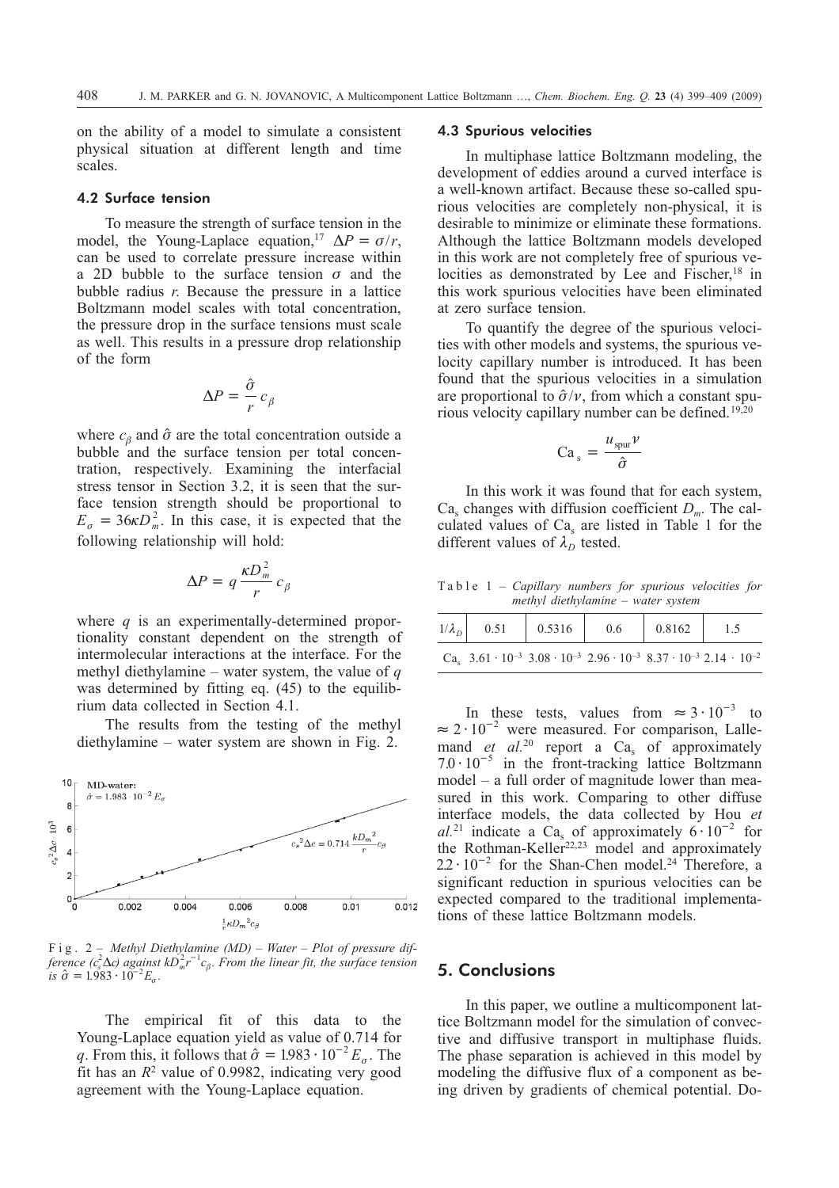on the ability of a model to simulate a consistent physical situation at different length and time scales.

### 4.2 Surface tension

To measure the strength of surface tension in the model, the Young-Laplace equation,[17] $\Delta P = \sigma / r$, can be used to correlate pressure increase within a 2D bubble to the surface tension $\sigma$ and the bubble radius $r$. Because the pressure in a lattice Boltzmann model scales with total concentration, the pressure drop in the surface tensions must scale as well. This results in a pressure drop relationship of the form

$$\Delta P = \frac{\hat{\sigma}}{r} c_{\beta}$$

where $c_{\beta}$ and $\hat{\sigma}$ are the total concentration outside a bubble and the surface tension per total concentration, respectively. Examining the interfacial stress tensor in Section 3.2, it is seen that the surface tension strength should be proportional to $E_{\sigma} = 36\kappa D_m^2$. In this case, it is expected that the following relationship will hold:

$$\Delta P = q \frac{\kappa D_m^2}{r} c_{\beta}$$

where $q$ is an experimentally-determined proportionality constant dependent on the strength of intermolecular interactions at the interface. For the methyl diethylamine – water system, the value of $q$ was determined by fitting eq. (45) to the equilibrium data collected in Section 4.1.

The results from the testing of the methyl diethylamine – water system are shown in Fig. 2.

Fig. 2 – *Methyl Diethylamine (MD) – Water – Plot of pressure difference ($c_s^2 \Delta c$) against $kD_m^2 r^{-1} c_{\beta}$. From the linear fit, the surface tension is $\hat{\sigma} = 1.983 \cdot 10^{-2} E_{\sigma}$.*

The empirical fit of this data to the Young-Laplace equation yield as value of 0.714 for $q$. From this, it follows that $\hat{\sigma} = 1.983 \cdot 10^{-2} E_{\sigma}$. The fit has an $R^2$ value of 0.9982, indicating very good agreement with the Young-Laplace equation.

### 4.3 Spurious velocities

In multiphase lattice Boltzmann modeling, the development of eddies around a curved interface is a well-known artifact. Because these so-called spurious velocities are completely non-physical, it is desirable to minimize or eliminate these formations. Although the lattice Boltzmann models developed in this work are not completely free of spurious velocities as demonstrated by Lee and Fischer,[18] in this work spurious velocities have been eliminated at zero surface tension.

To quantify the degree of the spurious velocities with other models and systems, the spurious velocity capillary number is introduced. It has been found that the spurious velocities in a simulation are proportional to $\hat{\sigma}/\nu$, from which a constant spurious velocity capillary number can be defined.[19,20]

$$\text{Ca}_{\text{s}} = \frac{u_{\text{spur}} \nu}{\hat{\sigma}}$$

In this work it was found that for each system, $\text{Ca}_{\text{s}}$ changes with diffusion coefficient $D_m$. The calculated values of $\text{Ca}_{\text{s}}$ are listed in Table 1 for the different values of $\lambda_D$ tested.

Table 1 – *Capillary numbers for spurious velocities for methyl diethylamine – water system*

| $1/\lambda_D$ | 0.51 | 0.5316 | 0.6 | 0.8162 | 1.5 |
|---|---|---|---|---|---|
| $\text{Ca}_{\text{s}}$ | $3.61 \cdot 10^{-3}$ | $3.08 \cdot 10^{-3}$ | $2.96 \cdot 10^{-3}$ | $8.37 \cdot 10^{-3}$ | $2.14 \cdot 10^{-2}$ |

In these tests, values from $\approx 3 \cdot 10^{-3}$ to $\approx 2 \cdot 10^{-2}$ were measured. For comparison, Lallemand *et al.*[20] report a $\text{Ca}_{\text{s}}$ of approximately $7.0 \cdot 10^{-5}$ in the front-tracking lattice Boltzmann model – a full order of magnitude lower than measured in this work. Comparing to other diffuse interface models, the data collected by Hou *et al.*[21] indicate a $\text{Ca}_{\text{s}}$ of approximately $6 \cdot 10^{-2}$ for the Rothman-Keller[22,23] model and approximately $2.2 \cdot 10^{-2}$ for the Shan-Chen model.[24] Therefore, a significant reduction in spurious velocities can be expected compared to the traditional implementations of these lattice Boltzmann models.

## 5. Conclusions

In this paper, we outline a multicomponent lattice Boltzmann model for the simulation of convective and diffusive transport in multiphase fluids. The phase separation is achieved in this model by modeling the diffusive flux of a component as being driven by gradients of chemical potential. Do-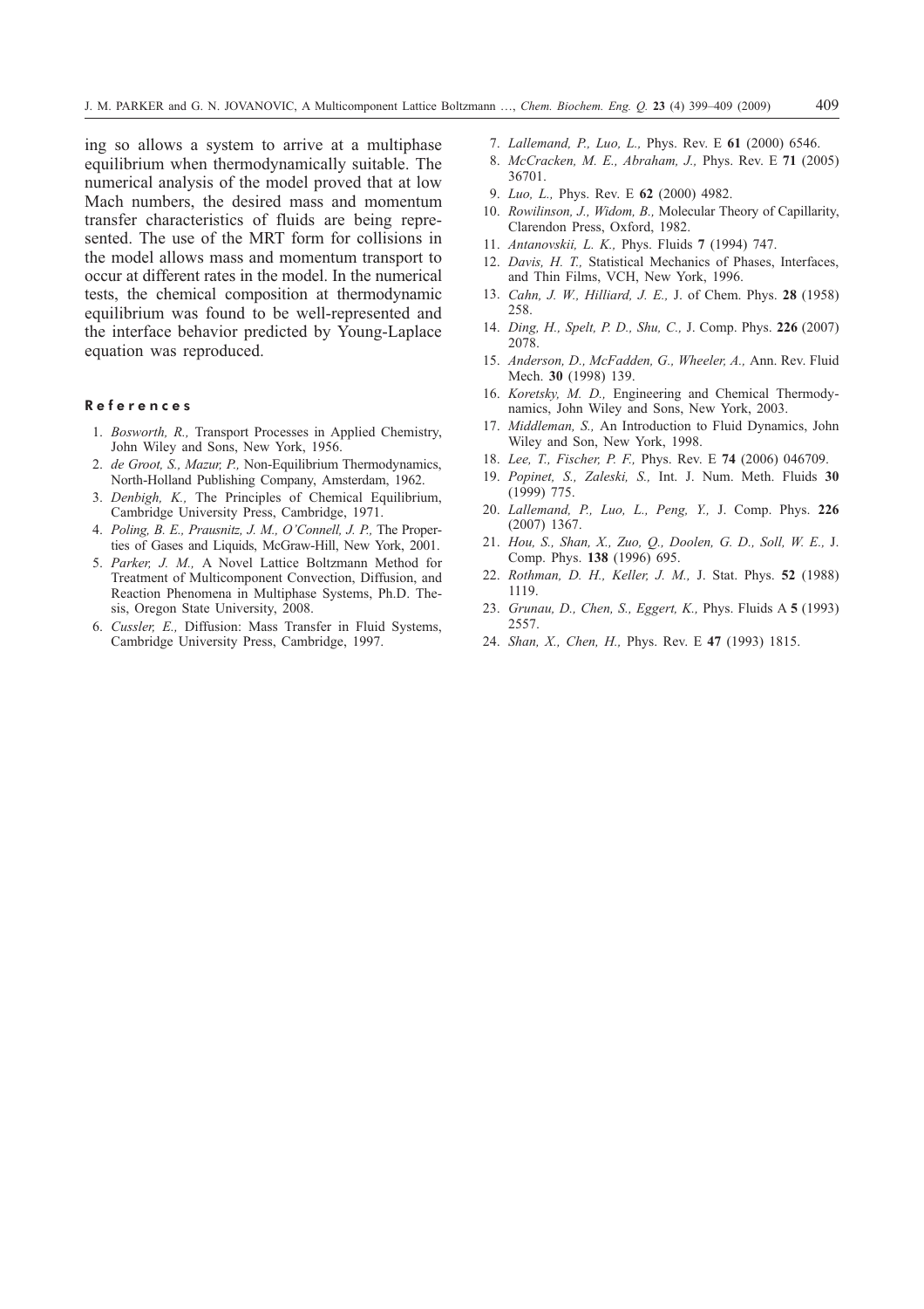ing so allows a system to arrive at a multiphase equilibrium when thermodynamically suitable. The numerical analysis of the model proved that at low Mach numbers, the desired mass and momentum transfer characteristics of fluids are being represented. The use of the MRT form for collisions in the model allows mass and momentum transport to occur at different rates in the model. In the numerical tests, the chemical composition at thermodynamic equilibrium was found to be well-represented and the interface behavior predicted by Young-Laplace equation was reproduced.

## References

1. *Bosworth, R.,* Transport Processes in Applied Chemistry, John Wiley and Sons, New York, 1956.
2. *de Groot, S., Mazur, P.,* Non-Equilibrium Thermodynamics, North-Holland Publishing Company, Amsterdam, 1962.
3. *Denbigh, K.,* The Principles of Chemical Equilibrium, Cambridge University Press, Cambridge, 1971.
4. *Poling, B. E., Prausnitz, J. M., O'Connell, J. P.,* The Properties of Gases and Liquids, McGraw-Hill, New York, 2001.
5. *Parker, J. M.,* A Novel Lattice Boltzmann Method for Treatment of Multicomponent Convection, Diffusion, and Reaction Phenomena in Multiphase Systems, Ph.D. Thesis, Oregon State University, 2008.
6. *Cussler, E.,* Diffusion: Mass Transfer in Fluid Systems, Cambridge University Press, Cambridge, 1997.
7. *Lallemand, P., Luo, L.,* Phys. Rev. E **61** (2000) 6546.
8. *McCracken, M. E., Abraham, J.,* Phys. Rev. E **71** (2005) 36701.
9. *Luo, L.,* Phys. Rev. E **62** (2000) 4982.
10. *Rowilinson, J., Widom, B.,* Molecular Theory of Capillarity, Clarendon Press, Oxford, 1982.
11. *Antanovskii, L. K.,* Phys. Fluids **7** (1994) 747.
12. *Davis, H. T.,* Statistical Mechanics of Phases, Interfaces, and Thin Films, VCH, New York, 1996.
13. *Cahn, J. W., Hilliard, J. E.,* J. of Chem. Phys. **28** (1958) 258.
14. *Ding, H., Spelt, P. D., Shu, C.,* J. Comp. Phys. **226** (2007) 2078.
15. *Anderson, D., McFadden, G., Wheeler, A.,* Ann. Rev. Fluid Mech. **30** (1998) 139.
16. *Koretsky, M. D.,* Engineering and Chemical Thermodynamics, John Wiley and Sons, New York, 2003.
17. *Middleman, S.,* An Introduction to Fluid Dynamics, John Wiley and Son, New York, 1998.
18. *Lee, T., Fischer, P. F.,* Phys. Rev. E **74** (2006) 046709.
19. *Popinet, S., Zaleski, S.,* Int. J. Num. Meth. Fluids **30** (1999) 775.
20. *Lallemand, P., Luo, L., Peng, Y.,* J. Comp. Phys. **226** (2007) 1367.
21. *Hou, S., Shan, X., Zuo, Q., Doolen, G. D., Soll, W. E.,* J. Comp. Phys. **138** (1996) 695.
22. *Rothman, D. H., Keller, J. M.,* J. Stat. Phys. **52** (1988) 1119.
23. *Grunau, D., Chen, S., Eggert, K.,* Phys. Fluids A **5** (1993) 2557.
24. *Shan, X., Chen, H.,* Phys. Rev. E **47** (1993) 1815.